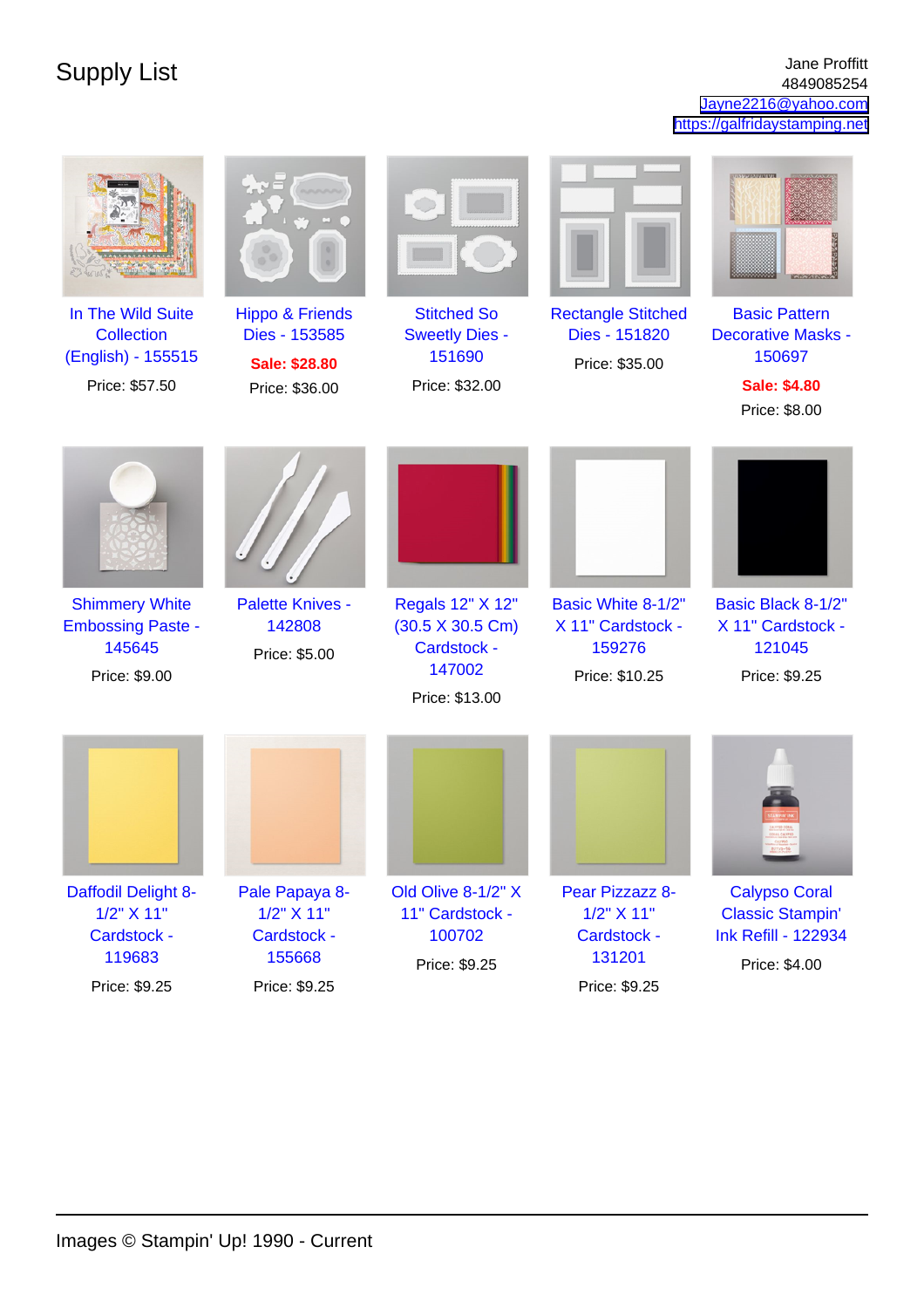# Supply List

Jane Proffitt
4849085254
Jayne2216@yahoo.com
https://galfridaystamping.net

**In The Wild Suite Collection (English) - 155515**
Price: $57.50

**Hippo & Friends Dies - 153585**
**Sale: $28.80**
Price: $36.00

**Stitched So Sweetly Dies - 151690**
Price: $32.00

**Rectangle Stitched Dies - 151820**
Price: $35.00

**Basic Pattern Decorative Masks - 150697**
**Sale: $4.80**
Price: $8.00

**Shimmery White Embossing Paste - 145645**
Price: $9.00

**Palette Knives - 142808**
Price: $5.00

**Regals 12" X 12" (30.5 X 30.5 Cm) Cardstock - 147002**
Price: $13.00

**Basic White 8-1/2" X 11" Cardstock - 159276**
Price: $10.25

**Basic Black 8-1/2" X 11" Cardstock - 121045**
Price: $9.25

**Daffodil Delight 8-1/2" X 11" Cardstock - 119683**
Price: $9.25

**Pale Papaya 8-1/2" X 11" Cardstock - 155668**
Price: $9.25

**Old Olive 8-1/2" X 11" Cardstock - 100702**
Price: $9.25

**Pear Pizzazz 8-1/2" X 11" Cardstock - 131201**
Price: $9.25

**Calypso Coral Classic Stampin' Ink Refill - 122934**
Price: $4.00

Images © Stampin' Up! 1990 - Current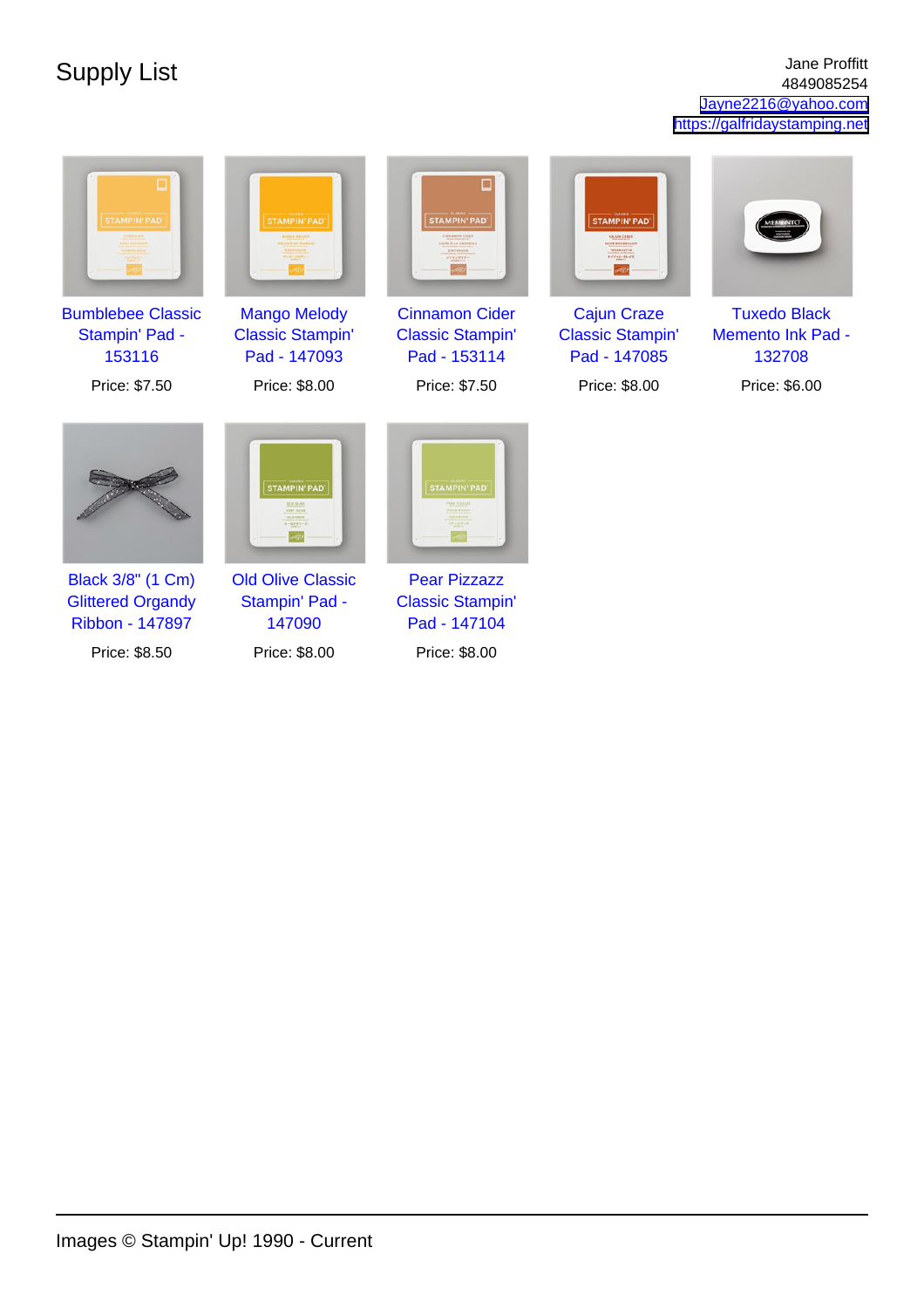# Supply List

Jane Proffitt
4849085254
Jayne2216@yahoo.com
https://galfridaystamping.net

Bumblebee Classic Stampin' Pad - 153116

Price: $7.50

Mango Melody Classic Stampin' Pad - 147093

Price: $8.00

Cinnamon Cider Classic Stampin' Pad - 153114

Price: $7.50

Cajun Craze Classic Stampin' Pad - 147085

Price: $8.00

Tuxedo Black Memento Ink Pad - 132708

Price: $6.00

Black 3/8" (1 Cm) Glittered Organdy Ribbon - 147897

Price: $8.50

Old Olive Classic Stampin' Pad - 147090

Price: $8.00

Pear Pizzazz Classic Stampin' Pad - 147104

Price: $8.00

Images © Stampin' Up! 1990 - Current